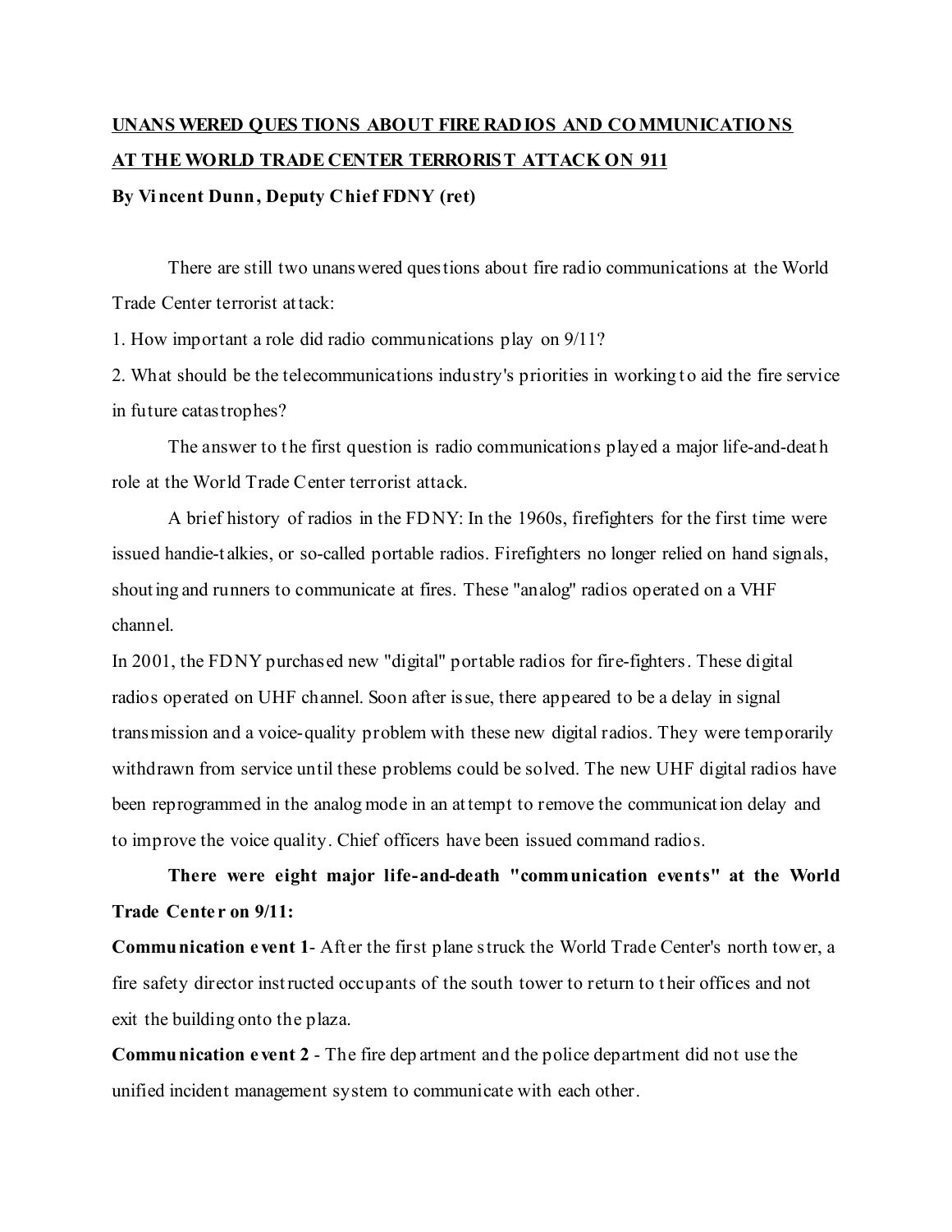**UNANSWERED QUESTIONS ABOUT FIRE RADIOS AND COMMUNICATIONS AT THE WORLD TRADE CENTER TERRORIST ATTACK ON 911**

**By Vincent Dunn, Deputy Chief FDNY (ret)**

There are still two unanswered questions about fire radio communications at the World Trade Center terrorist attack:

1. How important a role did radio communications play on 9/11?
2. What should be the telecommunications industry's priorities in working to aid the fire service in future catastrophes?

The answer to the first question is radio communications played a major life-and-death role at the World Trade Center terrorist attack.

A brief history of radios in the FDNY: In the 1960s, firefighters for the first time were issued handie-talkies, or so-called portable radios. Firefighters no longer relied on hand signals, shouting and runners to communicate at fires. These "analog" radios operated on a VHF channel.

In 2001, the FDNY purchased new "digital" portable radios for fire-fighters. These digital radios operated on UHF channel. Soon after issue, there appeared to be a delay in signal transmission and a voice-quality problem with these new digital radios. They were temporarily withdrawn from service until these problems could be solved. The new UHF digital radios have been reprogrammed in the analog mode in an attempt to remove the communication delay and to improve the voice quality. Chief officers have been issued command radios.

**There were eight major life-and-death "communication events" at the World Trade Center on 9/11:**

**Communication event 1**- After the first plane struck the World Trade Center's north tower, a fire safety director instructed occupants of the south tower to return to their offices and not exit the building onto the plaza.

**Communication event 2** - The fire department and the police department did not use the unified incident management system to communicate with each other.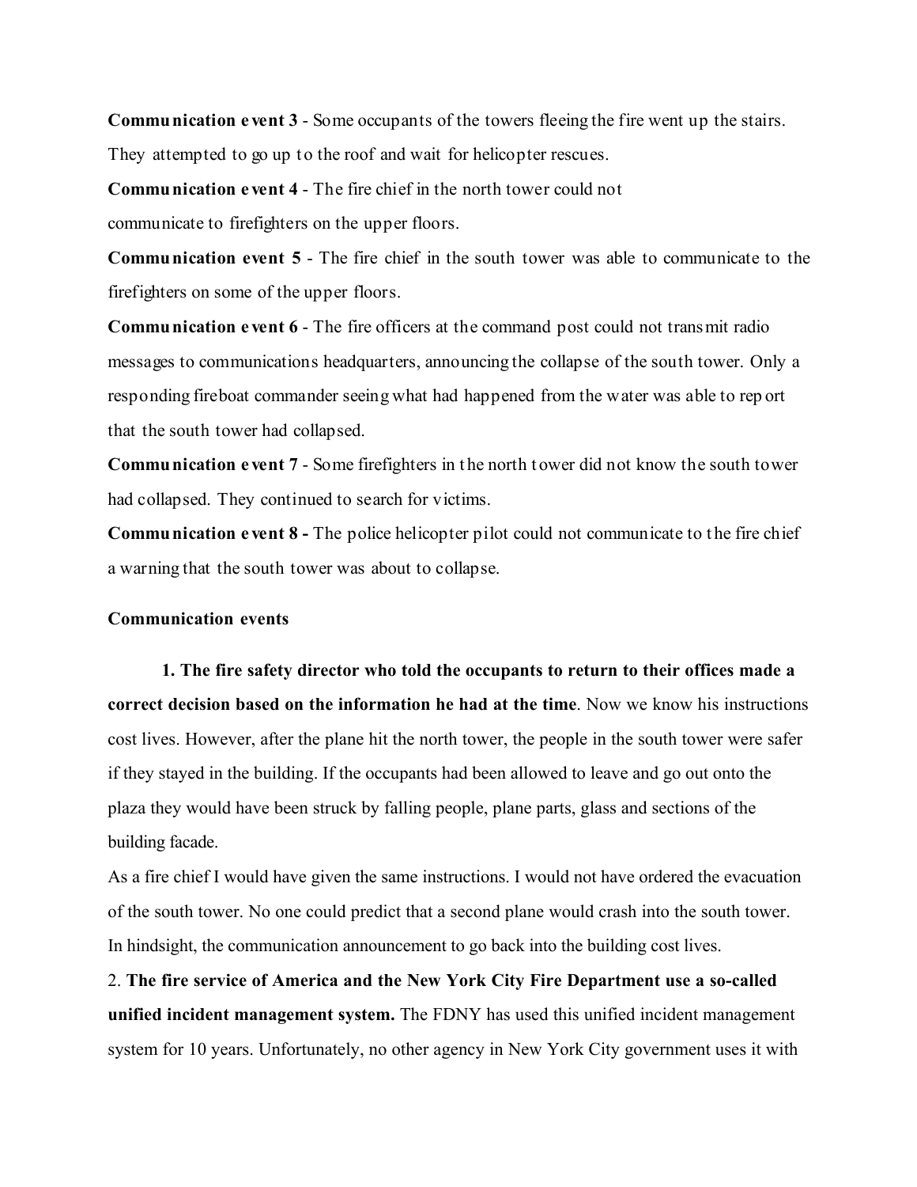**Communication event 3** - Some occupants of the towers fleeing the fire went up the stairs. They attempted to go up to the roof and wait for helicopter rescues.

**Communication event 4** - The fire chief in the north tower could not communicate to firefighters on the upper floors.

**Communication event 5** - The fire chief in the south tower was able to communicate to the firefighters on some of the upper floors.

**Communication event 6** - The fire officers at the command post could not transmit radio messages to communications headquarters, announcing the collapse of the south tower. Only a responding fireboat commander seeing what had happened from the water was able to report that the south tower had collapsed.

**Communication event 7** - Some firefighters in the north tower did not know the south tower had collapsed. They continued to search for victims.

**Communication event 8 -** The police helicopter pilot could not communicate to the fire chief a warning that the south tower was about to collapse.

**Communication events**

1. **The fire safety director who told the occupants to return to their offices made a correct decision based on the information he had at the time**. Now we know his instructions cost lives. However, after the plane hit the north tower, the people in the south tower were safer if they stayed in the building. If the occupants had been allowed to leave and go out onto the plaza they would have been struck by falling people, plane parts, glass and sections of the building facade.

As a fire chief I would have given the same instructions. I would not have ordered the evacuation of the south tower. No one could predict that a second plane would crash into the south tower. In hindsight, the communication announcement to go back into the building cost lives.

2. **The fire service of America and the New York City Fire Department use a so-called unified incident management system.** The FDNY has used this unified incident management system for 10 years. Unfortunately, no other agency in New York City government uses it with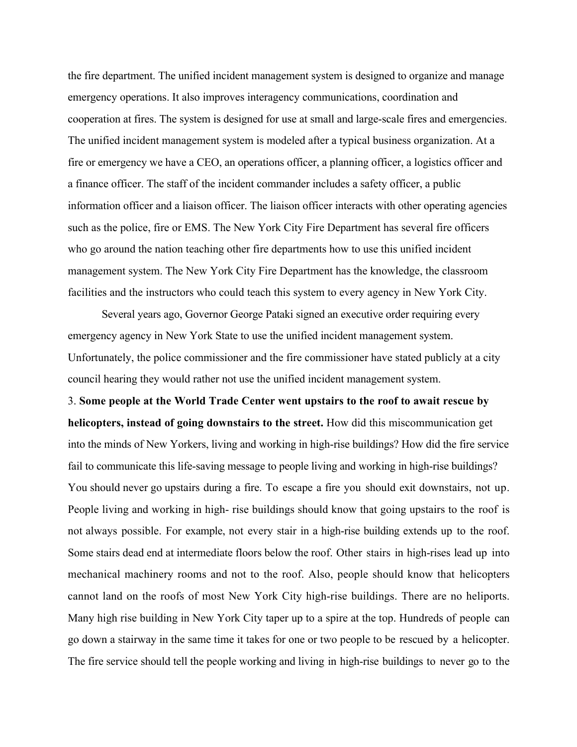the fire department. The unified incident management system is designed to organize and manage emergency operations. It also improves interagency communications, coordination and cooperation at fires. The system is designed for use at small and large-scale fires and emergencies. The unified incident management system is modeled after a typical business organization. At a fire or emergency we have a CEO, an operations officer, a planning officer, a logistics officer and a finance officer. The staff of the incident commander includes a safety officer, a public information officer and a liaison officer. The liaison officer interacts with other operating agencies such as the police, fire or EMS. The New York City Fire Department has several fire officers who go around the nation teaching other fire departments how to use this unified incident management system. The New York City Fire Department has the knowledge, the classroom facilities and the instructors who could teach this system to every agency in New York City.

Several years ago, Governor George Pataki signed an executive order requiring every emergency agency in New York State to use the unified incident management system. Unfortunately, the police commissioner and the fire commissioner have stated publicly at a city council hearing they would rather not use the unified incident management system.

3. **Some people at the World Trade Center went upstairs to the roof to await rescue by helicopters, instead of going downstairs to the street.** How did this miscommunication get into the minds of New Yorkers, living and working in high-rise buildings? How did the fire service fail to communicate this life-saving message to people living and working in high-rise buildings? You should never go upstairs during a fire. To escape a fire you should exit downstairs, not up. People living and working in high- rise buildings should know that going upstairs to the roof is not always possible. For example, not every stair in a high-rise building extends up to the roof. Some stairs dead end at intermediate floors below the roof. Other stairs in high-rises lead up into mechanical machinery rooms and not to the roof. Also, people should know that helicopters cannot land on the roofs of most New York City high-rise buildings. There are no heliports. Many high rise building in New York City taper up to a spire at the top. Hundreds of people can go down a stairway in the same time it takes for one or two people to be rescued by a helicopter. The fire service should tell the people working and living in high-rise buildings to never go to the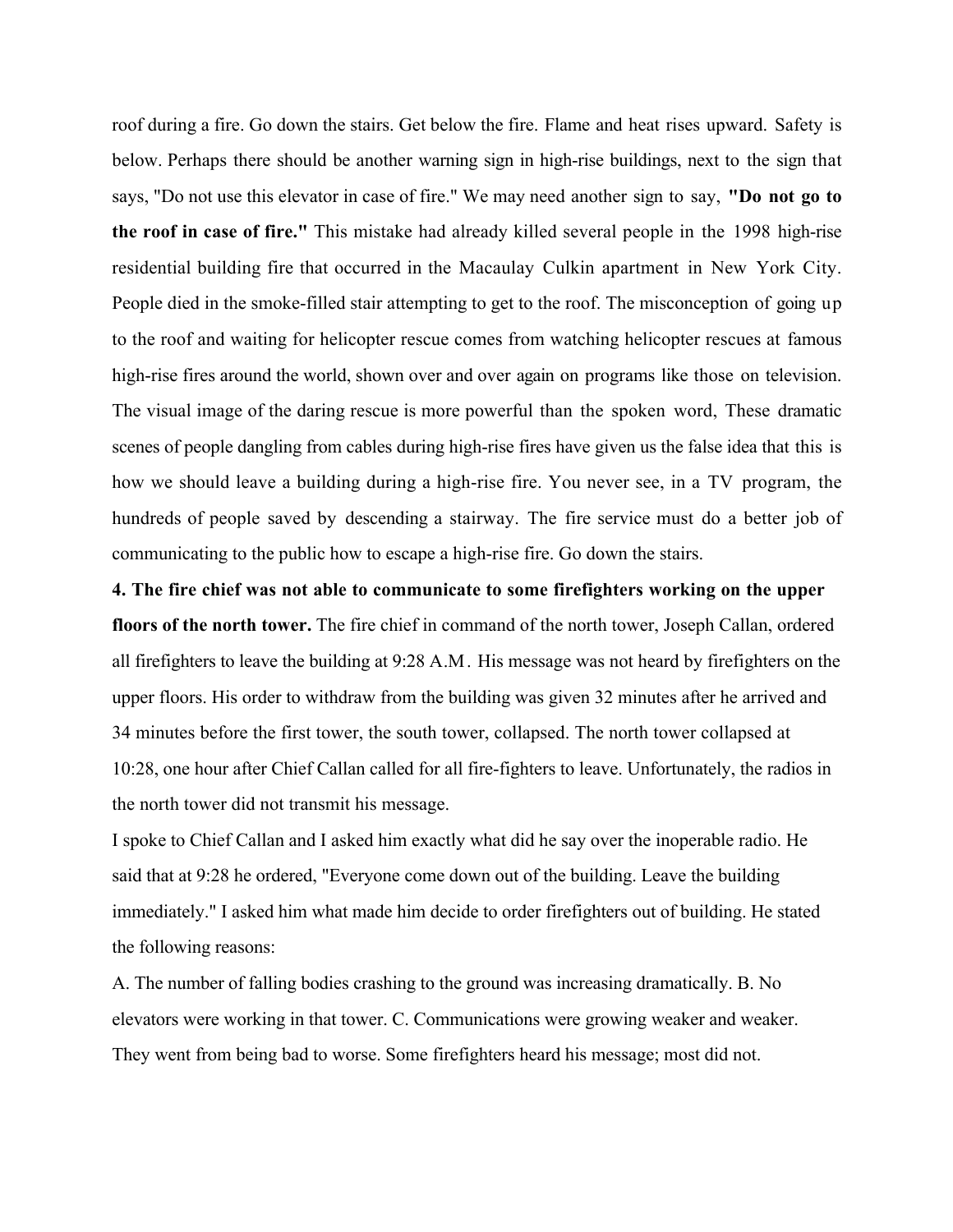roof during a fire. Go down the stairs. Get below the fire. Flame and heat rises upward. Safety is below. Perhaps there should be another warning sign in high-rise buildings, next to the sign that says, "Do not use this elevator in case of fire." We may need another sign to say, **"Do not go to the roof in case of fire."** This mistake had already killed several people in the 1998 high-rise residential building fire that occurred in the Macaulay Culkin apartment in New York City. People died in the smoke-filled stair attempting to get to the roof. The misconception of going up to the roof and waiting for helicopter rescue comes from watching helicopter rescues at famous high-rise fires around the world, shown over and over again on programs like those on television. The visual image of the daring rescue is more powerful than the spoken word, These dramatic scenes of people dangling from cables during high-rise fires have given us the false idea that this is how we should leave a building during a high-rise fire. You never see, in a TV program, the hundreds of people saved by descending a stairway. The fire service must do a better job of communicating to the public how to escape a high-rise fire. Go down the stairs.

**4. The fire chief was not able to communicate to some firefighters working on the upper floors of the north tower.** The fire chief in command of the north tower, Joseph Callan, ordered all firefighters to leave the building at 9:28 A.M. His message was not heard by firefighters on the upper floors. His order to withdraw from the building was given 32 minutes after he arrived and 34 minutes before the first tower, the south tower, collapsed. The north tower collapsed at 10:28, one hour after Chief Callan called for all fire-fighters to leave. Unfortunately, the radios in the north tower did not transmit his message.

I spoke to Chief Callan and I asked him exactly what did he say over the inoperable radio. He said that at 9:28 he ordered, "Everyone come down out of the building. Leave the building immediately." I asked him what made him decide to order firefighters out of building. He stated the following reasons:

A. The number of falling bodies crashing to the ground was increasing dramatically. B. No elevators were working in that tower. C. Communications were growing weaker and weaker. They went from being bad to worse. Some firefighters heard his message; most did not.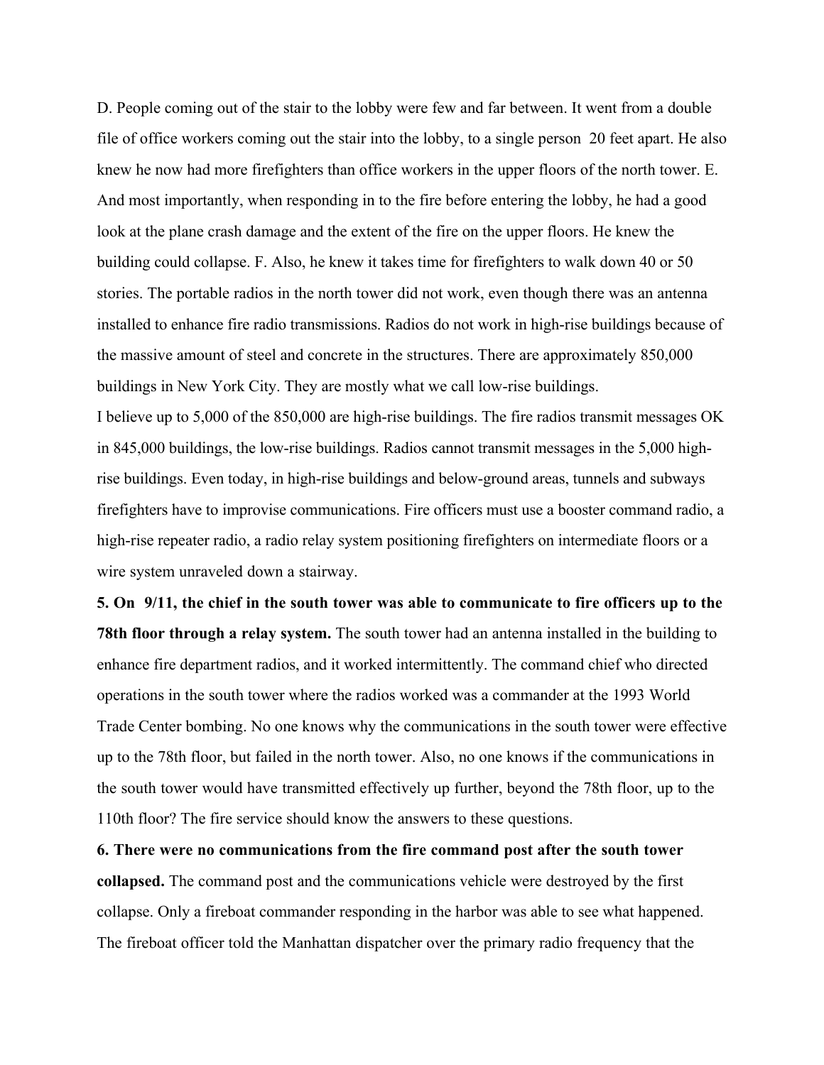D. People coming out of the stair to the lobby were few and far between. It went from a double file of office workers coming out the stair into the lobby, to a single person 20 feet apart. He also knew he now had more firefighters than office workers in the upper floors of the north tower. E. And most importantly, when responding in to the fire before entering the lobby, he had a good look at the plane crash damage and the extent of the fire on the upper floors. He knew the building could collapse. F. Also, he knew it takes time for firefighters to walk down 40 or 50 stories. The portable radios in the north tower did not work, even though there was an antenna installed to enhance fire radio transmissions. Radios do not work in high-rise buildings because of the massive amount of steel and concrete in the structures. There are approximately 850,000 buildings in New York City. They are mostly what we call low-rise buildings.

I believe up to 5,000 of the 850,000 are high-rise buildings. The fire radios transmit messages OK in 845,000 buildings, the low-rise buildings. Radios cannot transmit messages in the 5,000 high-rise buildings. Even today, in high-rise buildings and below-ground areas, tunnels and subways firefighters have to improvise communications. Fire officers must use a booster command radio, a high-rise repeater radio, a radio relay system positioning firefighters on intermediate floors or a wire system unraveled down a stairway.

**5. On 9/11, the chief in the south tower was able to communicate to fire officers up to the 78th floor through a relay system.** The south tower had an antenna installed in the building to enhance fire department radios, and it worked intermittently. The command chief who directed operations in the south tower where the radios worked was a commander at the 1993 World Trade Center bombing. No one knows why the communications in the south tower were effective up to the 78th floor, but failed in the north tower. Also, no one knows if the communications in the south tower would have transmitted effectively up further, beyond the 78th floor, up to the 110th floor? The fire service should know the answers to these questions.

**6. There were no communications from the fire command post after the south tower collapsed.** The command post and the communications vehicle were destroyed by the first collapse. Only a fireboat commander responding in the harbor was able to see what happened. The fireboat officer told the Manhattan dispatcher over the primary radio frequency that the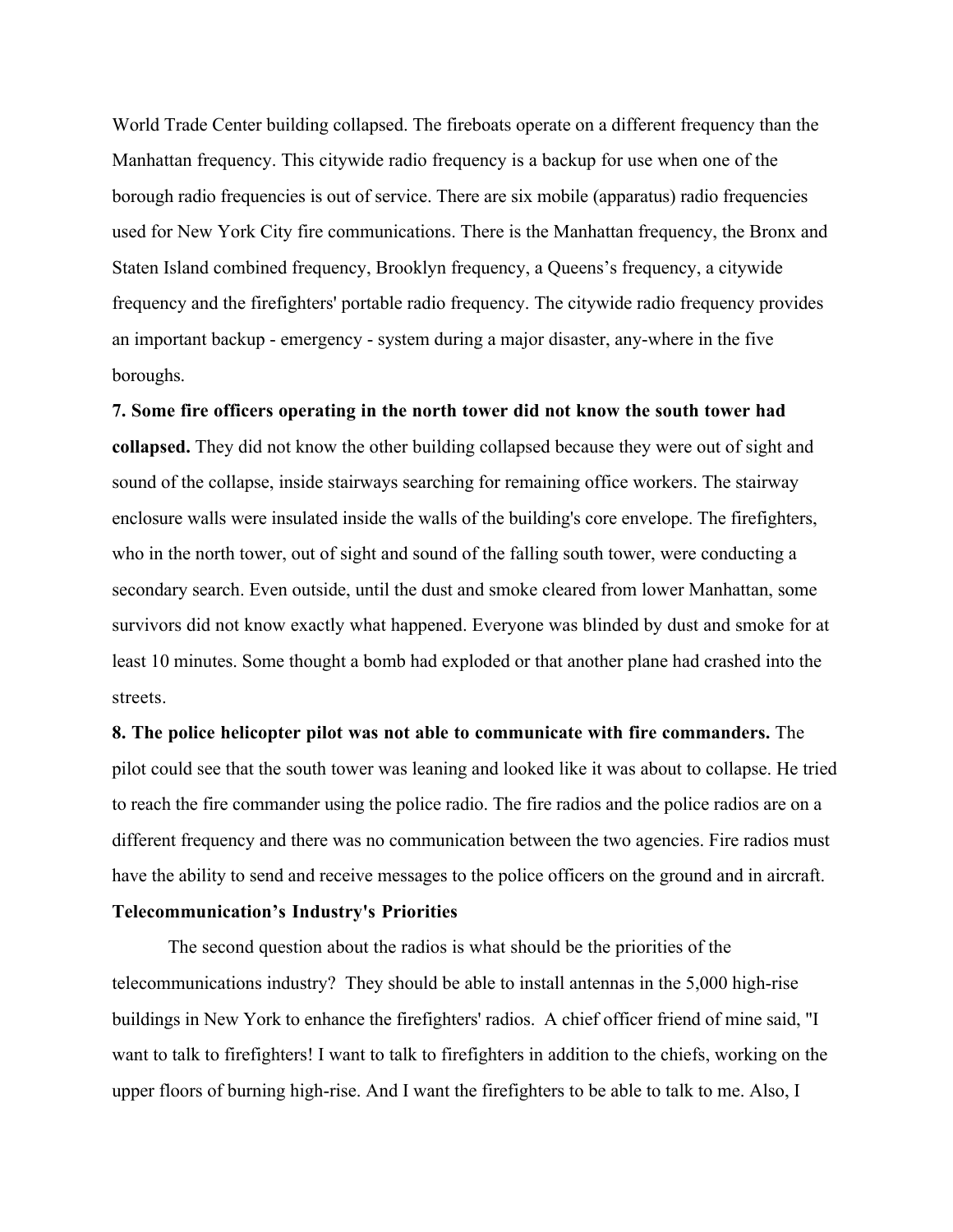World Trade Center building collapsed. The fireboats operate on a different frequency than the Manhattan frequency. This citywide radio frequency is a backup for use when one of the borough radio frequencies is out of service. There are six mobile (apparatus) radio frequencies used for New York City fire communications. There is the Manhattan frequency, the Bronx and Staten Island combined frequency, Brooklyn frequency, a Queens's frequency, a citywide frequency and the firefighters' portable radio frequency. The citywide radio frequency provides an important backup - emergency - system during a major disaster, any-where in the five boroughs.

**7. Some fire officers operating in the north tower did not know the south tower had collapsed.** They did not know the other building collapsed because they were out of sight and sound of the collapse, inside stairways searching for remaining office workers. The stairway enclosure walls were insulated inside the walls of the building's core envelope. The firefighters, who in the north tower, out of sight and sound of the falling south tower, were conducting a secondary search. Even outside, until the dust and smoke cleared from lower Manhattan, some survivors did not know exactly what happened. Everyone was blinded by dust and smoke for at least 10 minutes. Some thought a bomb had exploded or that another plane had crashed into the streets.

**8. The police helicopter pilot was not able to communicate with fire commanders.** The pilot could see that the south tower was leaning and looked like it was about to collapse. He tried to reach the fire commander using the police radio. The fire radios and the police radios are on a different frequency and there was no communication between the two agencies. Fire radios must have the ability to send and receive messages to the police officers on the ground and in aircraft.

**Telecommunication's Industry's Priorities**

The second question about the radios is what should be the priorities of the telecommunications industry? They should be able to install antennas in the 5,000 high-rise buildings in New York to enhance the firefighters' radios. A chief officer friend of mine said, "I want to talk to firefighters! I want to talk to firefighters in addition to the chiefs, working on the upper floors of burning high-rise. And I want the firefighters to be able to talk to me. Also, I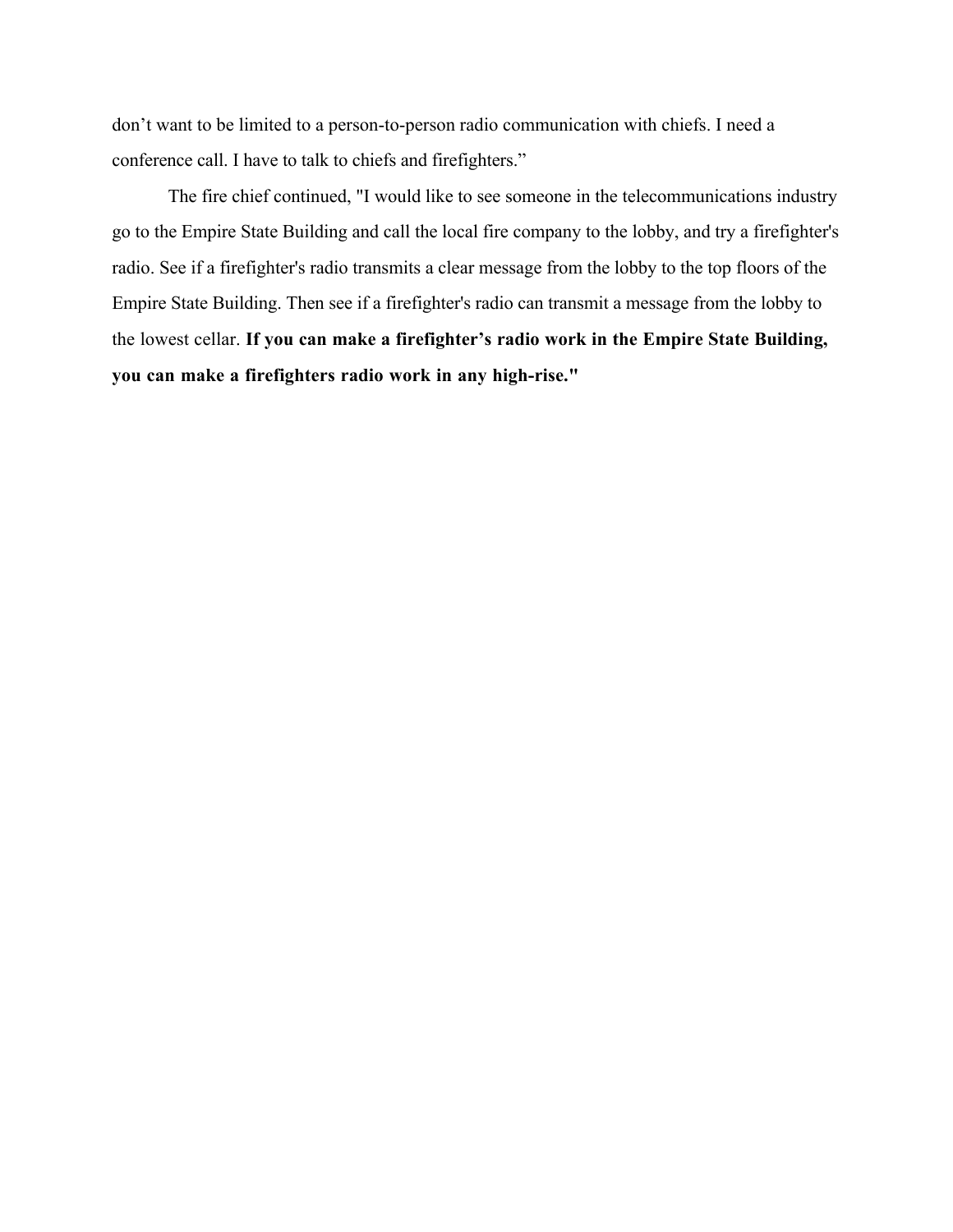don’t want to be limited to a person-to-person radio communication with chiefs. I need a conference call. I have to talk to chiefs and firefighters.”

The fire chief continued, "I would like to see someone in the telecommunications industry go to the Empire State Building and call the local fire company to the lobby, and try a firefighter's radio. See if a firefighter's radio transmits a clear message from the lobby to the top floors of the Empire State Building. Then see if a firefighter's radio can transmit a message from the lobby to the lowest cellar. **If you can make a firefighter’s radio work in the Empire State Building, you can make a firefighters radio work in any high-rise."**